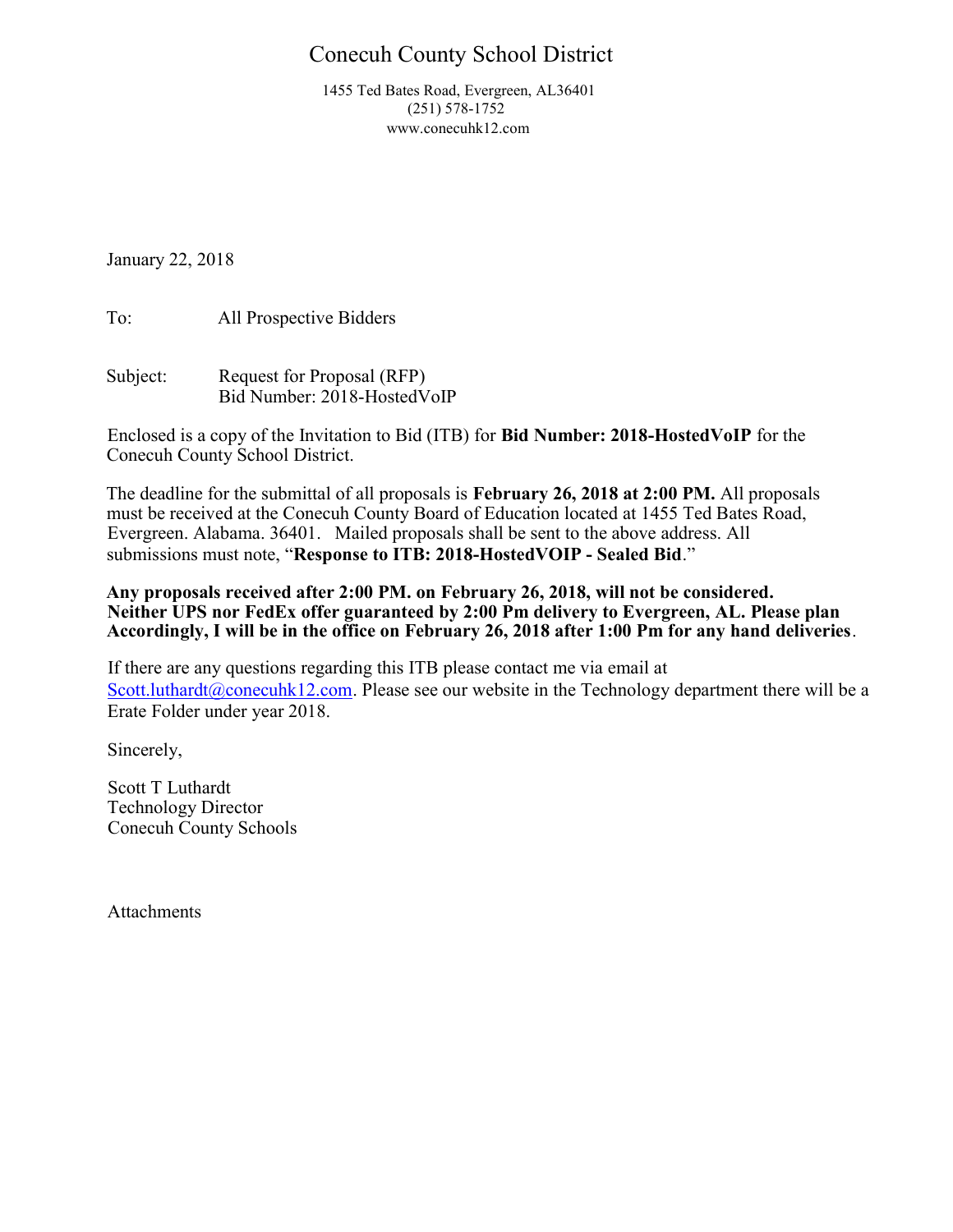# Conecuh County School District

1455 Ted Bates Road, Evergreen, AL36401
(251) 578-1752
www.conecuhk12.com

January 22, 2018

To: All Prospective Bidders

Subject: Request for Proposal (RFP)
Bid Number: 2018-HostedVoIP

Enclosed is a copy of the Invitation to Bid (ITB) for **Bid Number: 2018-HostedVoIP** for the Conecuh County School District.

The deadline for the submittal of all proposals is **February 26, 2018 at 2:00 PM.** All proposals must be received at the Conecuh County Board of Education located at 1455 Ted Bates Road, Evergreen. Alabama. 36401. Mailed proposals shall be sent to the above address. All submissions must note, "**Response to ITB: 2018-HostedVOIP - Sealed Bid**."

**Any proposals received after 2:00 PM. on February 26, 2018, will not be considered. Neither UPS nor FedEx offer guaranteed by 2:00 Pm delivery to Evergreen, AL. Please plan Accordingly, I will be in the office on February 26, 2018 after 1:00 Pm for any hand deliveries**.

If there are any questions regarding this ITB please contact me via email at Scott.luthardt@conecuhk12.com. Please see our website in the Technology department there will be a Erate Folder under year 2018.

Sincerely,

Scott T Luthardt
Technology Director
Conecuh County Schools

Attachments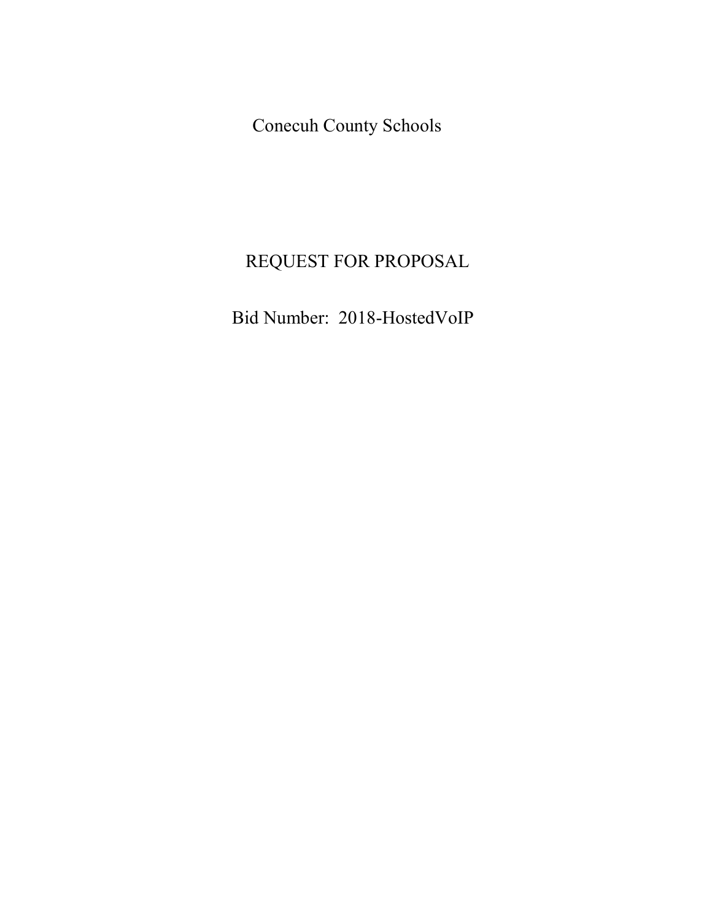Conecuh County Schools

# REQUEST FOR PROPOSAL

Bid Number: 2018-HostedVoIP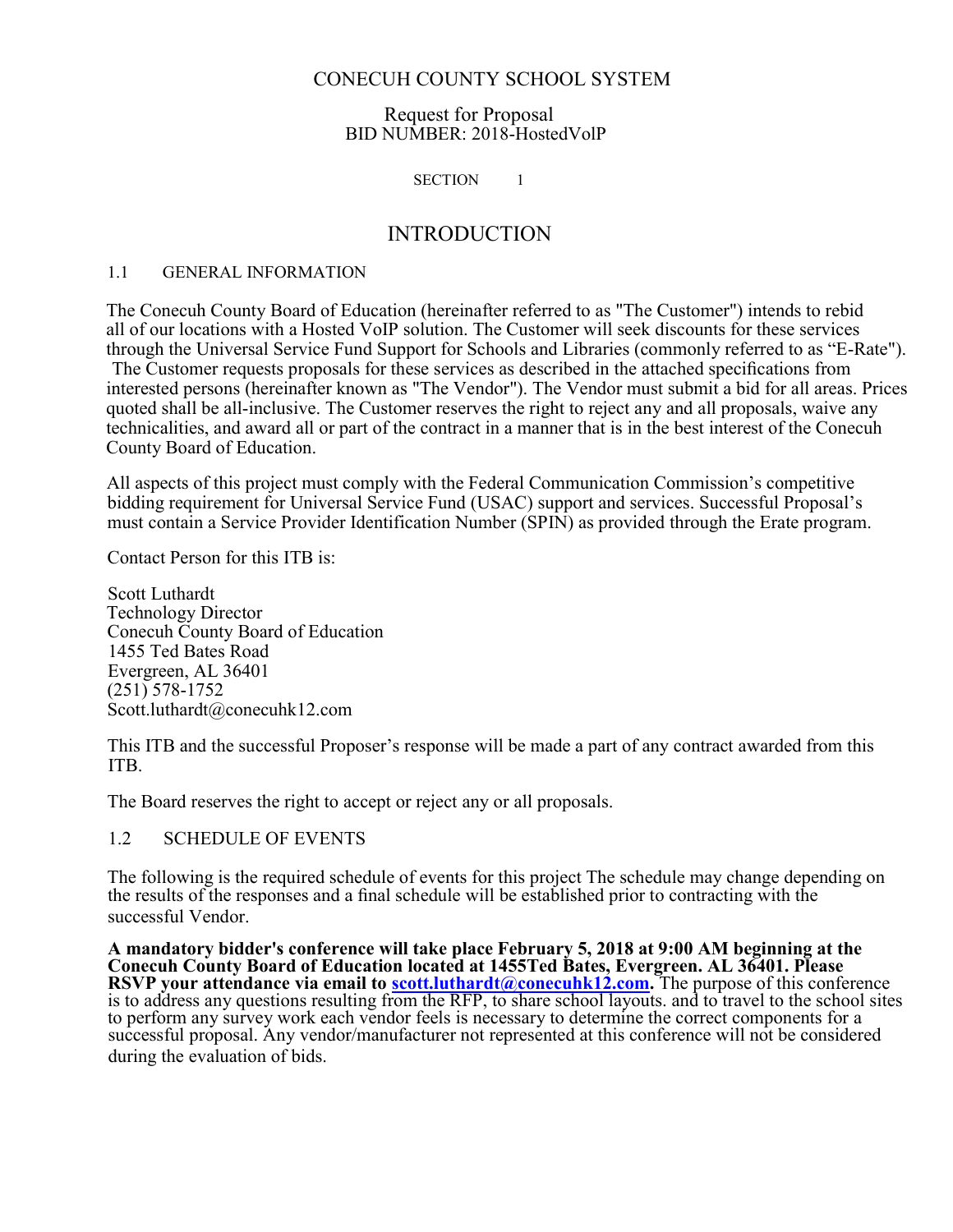CONECUH COUNTY SCHOOL SYSTEM

Request for Proposal
BID NUMBER: 2018-HostedVolP

SECTION 1

# INTRODUCTION

## 1.1 GENERAL INFORMATION

The Conecuh County Board of Education (hereinafter referred to as "The Customer") intends to rebid all of our locations with a Hosted VoIP solution. The Customer will seek discounts for these services through the Universal Service Fund Support for Schools and Libraries (commonly referred to as "E-Rate"). The Customer requests proposals for these services as described in the attached specifications from interested persons (hereinafter known as "The Vendor"). The Vendor must submit a bid for all areas. Prices quoted shall be all-inclusive. The Customer reserves the right to reject any and all proposals, waive any technicalities, and award all or part of the contract in a manner that is in the best interest of the Conecuh County Board of Education.

All aspects of this project must comply with the Federal Communication Commission's competitive bidding requirement for Universal Service Fund (USAC) support and services. Successful Proposal's must contain a Service Provider Identification Number (SPIN) as provided through the Erate program.

Contact Person for this ITB is:

Scott Luthardt
Technology Director
Conecuh County Board of Education
1455 Ted Bates Road
Evergreen, AL 36401
(251) 578-1752
Scott.luthardt@conecuhk12.com

This ITB and the successful Proposer's response will be made a part of any contract awarded from this ITB.

The Board reserves the right to accept or reject any or all proposals.

## 1.2 SCHEDULE OF EVENTS

The following is the required schedule of events for this project The schedule may change depending on the results of the responses and a final schedule will be established prior to contracting with the successful Vendor.

**A mandatory bidder's conference will take place February 5, 2018 at 9:00 AM beginning at the Conecuh County Board of Education located at 1455Ted Bates, Evergreen. AL 36401. Please RSVP your attendance via email to scott.luthardt@conecuhk12.com.** The purpose of this conference is to address any questions resulting from the RFP, to share school layouts. and to travel to the school sites to perform any survey work each vendor feels is necessary to determine the correct components for a successful proposal. Any vendor/manufacturer not represented at this conference will not be considered during the evaluation of bids.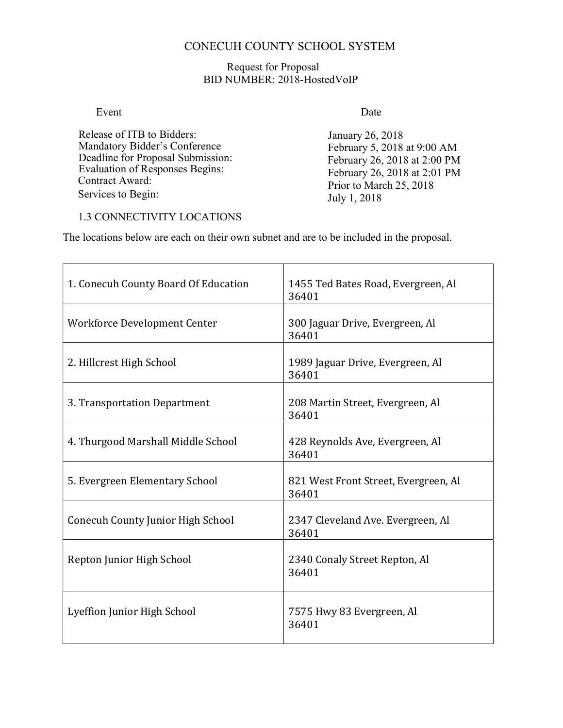# CONECUH COUNTY SCHOOL SYSTEM

Request for Proposal
BID NUMBER: 2018-HostedVoIP

| Event | Date |
|---|---|
| Release of ITB to Bidders: | January 26, 2018 |
| Mandatory Bidder's Conference | February 5, 2018 at 9:00 AM |
| Deadline for Proposal Submission: | February 26, 2018 at 2:00 PM |
| Evaluation of Responses Begins: | February 26, 2018 at 2:01 PM |
| Contract Award: | Prior to March 25, 2018 |
| Services to Begin: | July 1, 2018 |

### 1.3 CONNECTIVITY LOCATIONS

The locations below are each on their own subnet and are to be included in the proposal.

| Location | Address |
|---|---|
| 1. Conecuh County Board Of Education | 1455 Ted Bates Road, Evergreen, Al 36401 |
| Workforce Development Center | 300 Jaguar Drive, Evergreen, Al 36401 |
| 2. Hillcrest High School | 1989 Jaguar Drive, Evergreen, Al 36401 |
| 3. Transportation Department | 208 Martin Street, Evergreen, Al 36401 |
| 4. Thurgood Marshall Middle School | 428 Reynolds Ave, Evergreen, Al 36401 |
| 5. Evergreen Elementary School | 821 West Front Street, Evergreen, Al 36401 |
| Conecuh County Junior High School | 2347 Cleveland Ave. Evergreen, Al 36401 |
| Repton Junior High School | 2340 Conaly Street Repton, Al 36401 |
| Lyeffion Junior High School | 7575 Hwy 83 Evergreen, Al 36401 |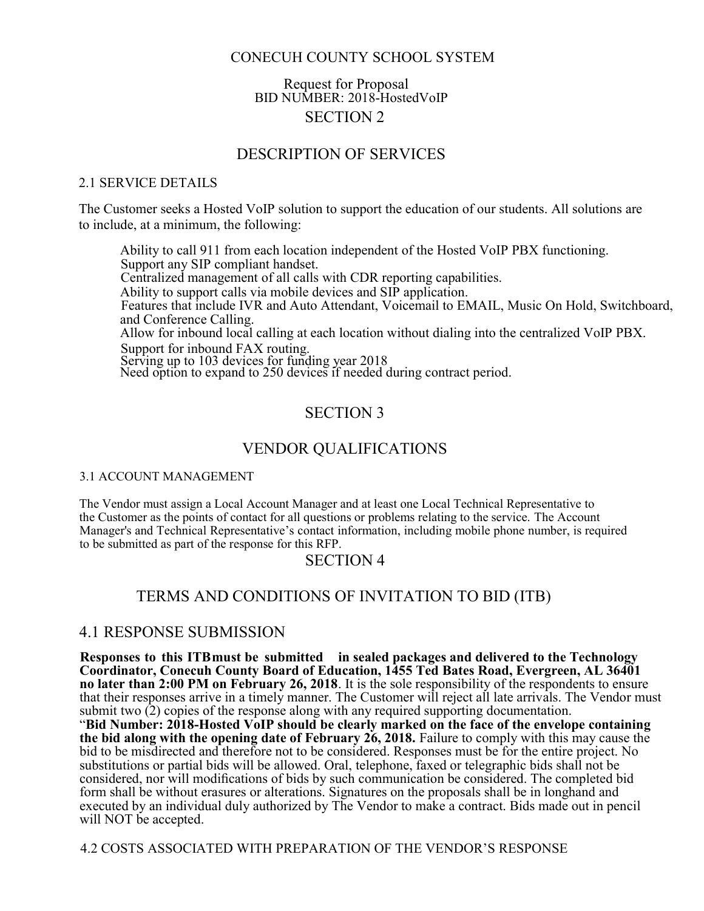CONECUH COUNTY SCHOOL SYSTEM

Request for Proposal
BID NUMBER: 2018-HostedVoIP

# SECTION 2

## DESCRIPTION OF SERVICES

### 2.1 SERVICE DETAILS

The Customer seeks a Hosted VoIP solution to support the education of our students. All solutions are to include, at a minimum, the following:

- Ability to call 911 from each location independent of the Hosted VoIP PBX functioning.
- Support any SIP compliant handset.
- Centralized management of all calls with CDR reporting capabilities.
- Ability to support calls via mobile devices and SIP application.
- Features that include IVR and Auto Attendant, Voicemail to EMAIL, Music On Hold, Switchboard, and Conference Calling.
- Allow for inbound local calling at each location without dialing into the centralized VoIP PBX.
- Support for inbound FAX routing.
- Serving up to 103 devices for funding year 2018
- Need option to expand to 250 devices if needed during contract period.

# SECTION 3

## VENDOR QUALIFICATIONS

### 3.1 ACCOUNT MANAGEMENT

The Vendor must assign a Local Account Manager and at least one Local Technical Representative to the Customer as the points of contact for all questions or problems relating to the service. The Account Manager's and Technical Representative's contact information, including mobile phone number, is required to be submitted as part of the response for this RFP.

# SECTION 4

## TERMS AND CONDITIONS OF INVITATION TO BID (ITB)

### 4.1 RESPONSE SUBMISSION

**Responses to this ITB must be submitted in sealed packages and delivered to the Technology Coordinator, Conecuh County Board of Education, 1455 Ted Bates Road, Evergreen, AL 36401 no later than 2:00 PM on February 26, 2018**. It is the sole responsibility of the respondents to ensure that their responses arrive in a timely manner. The Customer will reject all late arrivals. The Vendor must submit two (2) copies of the response along with any required supporting documentation.
"**Bid Number: 2018-Hosted VoIP should be clearly marked on the face of the envelope containing the bid along with the opening date of February 26, 2018.** Failure to comply with this may cause the bid to be misdirected and therefore not to be considered. Responses must be for the entire project. No substitutions or partial bids will be allowed. Oral, telephone, faxed or telegraphic bids shall not be considered, nor will modifications of bids by such communication be considered. The completed bid form shall be without erasures or alterations. Signatures on the proposals shall be in longhand and executed by an individual duly authorized by The Vendor to make a contract. Bids made out in pencil will NOT be accepted.

### 4.2 COSTS ASSOCIATED WITH PREPARATION OF THE VENDOR'S RESPONSE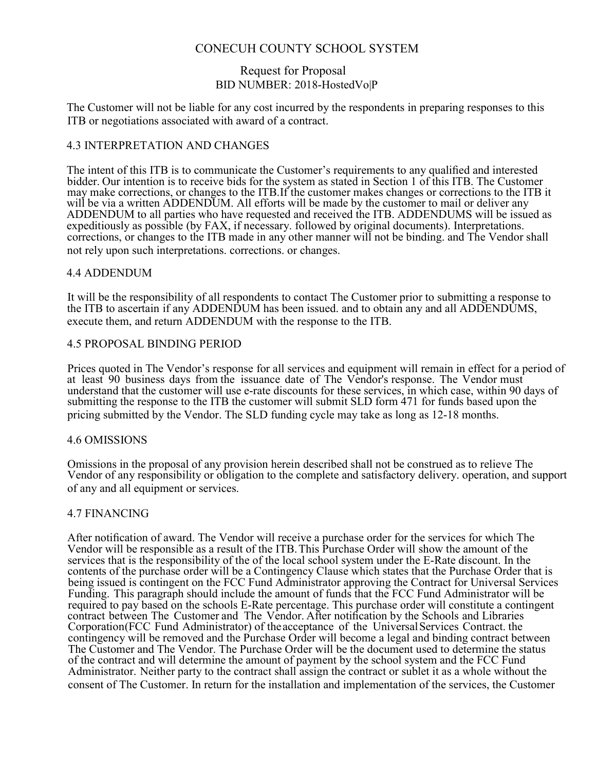The Customer will not be liable for any cost incurred by the respondents in preparing responses to this ITB or negotiations associated with award of a contract.

## 4.3 INTERPRETATION AND CHANGES

The intent of this ITB is to communicate the Customer's requirements to any qualified and interested bidder. Our intention is to receive bids for the system as stated in Section 1 of this ITB. The Customer may make corrections, or changes to the ITB.If the customer makes changes or corrections to the ITB it will be via a written ADDENDUM. All efforts will be made by the customer to mail or deliver any ADDENDUM to all parties who have requested and received the ITB. ADDENDUMS will be issued as expeditiously as possible (by FAX, if necessary. followed by original documents). Interpretations. corrections, or changes to the ITB made in any other manner will not be binding. and The Vendor shall not rely upon such interpretations. corrections. or changes.

## 4.4 ADDENDUM

It will be the responsibility of all respondents to contact The Customer prior to submitting a response to the ITB to ascertain if any ADDENDUM has been issued. and to obtain any and all ADDENDUMS, execute them, and return ADDENDUM with the response to the ITB.

## 4.5 PROPOSAL BINDING PERIOD

Prices quoted in The Vendor's response for all services and equipment will remain in effect for a period of at least 90 business days from the issuance date of The Vendor's response. The Vendor must understand that the customer will use e-rate discounts for these services, in which case, within 90 days of submitting the response to the ITB the customer will submit SLD form 471 for funds based upon the pricing submitted by the Vendor. The SLD funding cycle may take as long as 12-18 months.

## 4.6 OMISSIONS

Omissions in the proposal of any provision herein described shall not be construed as to relieve The Vendor of any responsibility or obligation to the complete and satisfactory delivery. operation, and support of any and all equipment or services.

## 4.7 FINANCING

After notification of award. The Vendor will receive a purchase order for the services for which The Vendor will be responsible as a result of the ITB. This Purchase Order will show the amount of the services that is the responsibility of the of the local school system under the E-Rate discount. In the contents of the purchase order will be a Contingency Clause which states that the Purchase Order that is being issued is contingent on the FCC Fund Administrator approving the Contract for Universal Services Funding. This paragraph should include the amount of funds that the FCC Fund Administrator will be required to pay based on the schools E-Rate percentage. This purchase order will constitute a contingent contract between The Customer and The Vendor. After notification by the Schools and Libraries Corporation(FCC Fund Administrator) of the acceptance of the Universal Services Contract. the contingency will be removed and the Purchase Order will become a legal and binding contract between The Customer and The Vendor. The Purchase Order will be the document used to determine the status of the contract and will determine the amount of payment by the school system and the FCC Fund Administrator. Neither party to the contract shall assign the contract or sublet it as a whole without the consent of The Customer. In return for the installation and implementation of the services, the Customer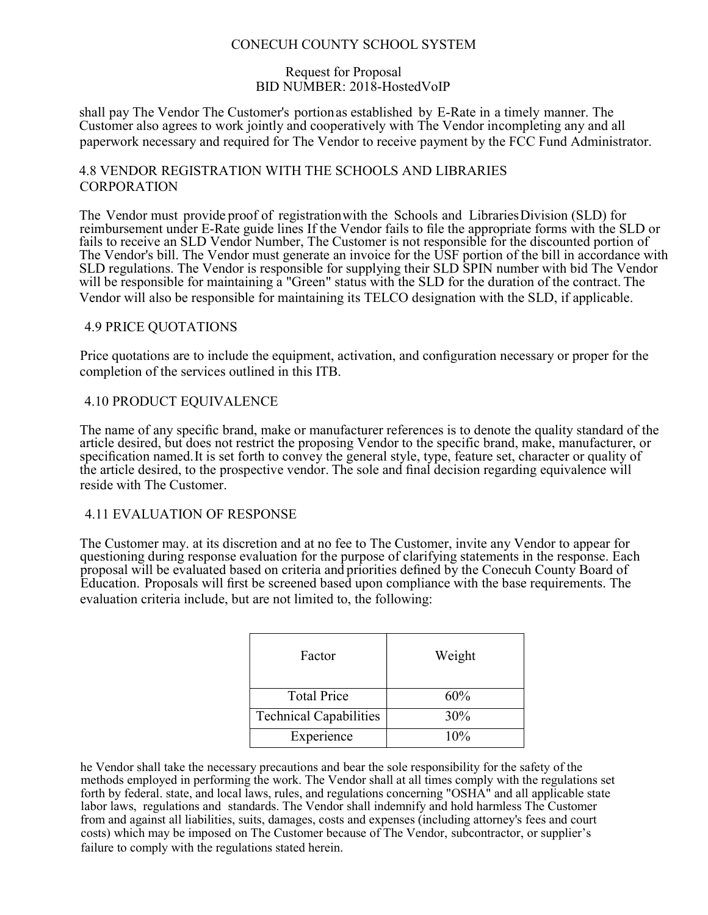shall pay The Vendor The Customer's portion as established by E-Rate in a timely manner. The Customer also agrees to work jointly and cooperatively with The Vendor incompleting any and all paperwork necessary and required for The Vendor to receive payment by the FCC Fund Administrator.

## 4.8 VENDOR REGISTRATION WITH THE SCHOOLS AND LIBRARIES CORPORATION

The Vendor must provide proof of registration with the Schools and Libraries Division (SLD) for reimbursement under E-Rate guide lines If the Vendor fails to file the appropriate forms with the SLD or fails to receive an SLD Vendor Number, The Customer is not responsible for the discounted portion of The Vendor's bill. The Vendor must generate an invoice for the USF portion of the bill in accordance with SLD regulations. The Vendor is responsible for supplying their SLD SPIN number with bid The Vendor will be responsible for maintaining a "Green" status with the SLD for the duration of the contract. The Vendor will also be responsible for maintaining its TELCO designation with the SLD, if applicable.

## 4.9 PRICE QUOTATIONS

Price quotations are to include the equipment, activation, and configuration necessary or proper for the completion of the services outlined in this ITB.

## 4.10 PRODUCT EQUIVALENCE

The name of any specific brand, make or manufacturer references is to denote the quality standard of the article desired, but does not restrict the proposing Vendor to the specific brand, make, manufacturer, or specification named. It is set forth to convey the general style, type, feature set, character or quality of the article desired, to the prospective vendor. The sole and final decision regarding equivalence will reside with The Customer.

## 4.11 EVALUATION OF RESPONSE

The Customer may. at its discretion and at no fee to The Customer, invite any Vendor to appear for questioning during response evaluation for the purpose of clarifying statements in the response. Each proposal will be evaluated based on criteria and priorities defined by the Conecuh County Board of Education. Proposals will first be screened based upon compliance with the base requirements. The evaluation criteria include, but are not limited to, the following:

| Factor | Weight |
|---|---|
| Total Price | 60% |
| Technical Capabilities | 30% |
| Experience | 10% |

he Vendor shall take the necessary precautions and bear the sole responsibility for the safety of the methods employed in performing the work. The Vendor shall at all times comply with the regulations set forth by federal. state, and local laws, rules, and regulations concerning "OSHA" and all applicable state labor laws, regulations and standards. The Vendor shall indemnify and hold harmless The Customer from and against all liabilities, suits, damages, costs and expenses (including attorney's fees and court costs) which may be imposed on The Customer because of The Vendor, subcontractor, or supplier's failure to comply with the regulations stated herein.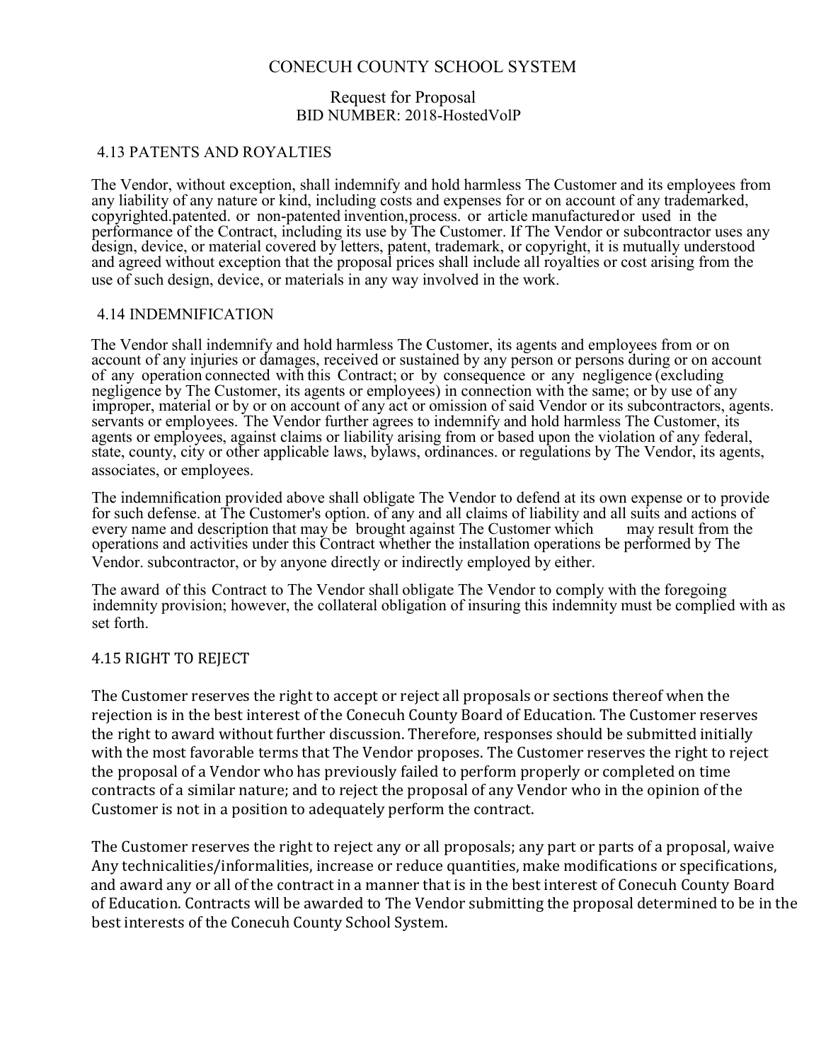CONECUH COUNTY SCHOOL SYSTEM

Request for Proposal
BID NUMBER: 2018-HostedVolP

## 4.13 PATENTS AND ROYALTIES

The Vendor, without exception, shall indemnify and hold harmless The Customer and its employees from any liability of any nature or kind, including costs and expenses for or on account of any trademarked, copyrighted.patented. or non-patented invention,process. or article manufactured or used in the performance of the Contract, including its use by The Customer. If The Vendor or subcontractor uses any design, device, or material covered by letters, patent, trademark, or copyright, it is mutually understood and agreed without exception that the proposal prices shall include all royalties or cost arising from the use of such design, device, or materials in any way involved in the work.

## 4.14 INDEMNIFICATION

The Vendor shall indemnify and hold harmless The Customer, its agents and employees from or on account of any injuries or damages, received or sustained by any person or persons during or on account of any operation connected with this Contract; or by consequence or any negligence (excluding negligence by The Customer, its agents or employees) in connection with the same; or by use of any improper, material or by or on account of any act or omission of said Vendor or its subcontractors, agents. servants or employees. The Vendor further agrees to indemnify and hold harmless The Customer, its agents or employees, against claims or liability arising from or based upon the violation of any federal, state, county, city or other applicable laws, bylaws, ordinances. or regulations by The Vendor, its agents, associates, or employees.

The indemnification provided above shall obligate The Vendor to defend at its own expense or to provide for such defense. at The Customer's option. of any and all claims of liability and all suits and actions of every name and description that may be brought against The Customer which may result from the operations and activities under this Contract whether the installation operations be performed by The Vendor. subcontractor, or by anyone directly or indirectly employed by either.

The award of this Contract to The Vendor shall obligate The Vendor to comply with the foregoing indemnity provision; however, the collateral obligation of insuring this indemnity must be complied with as set forth.

## 4.15 RIGHT TO REJECT

The Customer reserves the right to accept or reject all proposals or sections thereof when the rejection is in the best interest of the Conecuh County Board of Education. The Customer reserves the right to award without further discussion. Therefore, responses should be submitted initially with the most favorable terms that The Vendor proposes. The Customer reserves the right to reject the proposal of a Vendor who has previously failed to perform properly or completed on time contracts of a similar nature; and to reject the proposal of any Vendor who in the opinion of the Customer is not in a position to adequately perform the contract.

The Customer reserves the right to reject any or all proposals; any part or parts of a proposal, waive Any technicalities/informalities, increase or reduce quantities, make modifications or specifications, and award any or all of the contract in a manner that is in the best interest of Conecuh County Board of Education. Contracts will be awarded to The Vendor submitting the proposal determined to be in the best interests of the Conecuh County School System.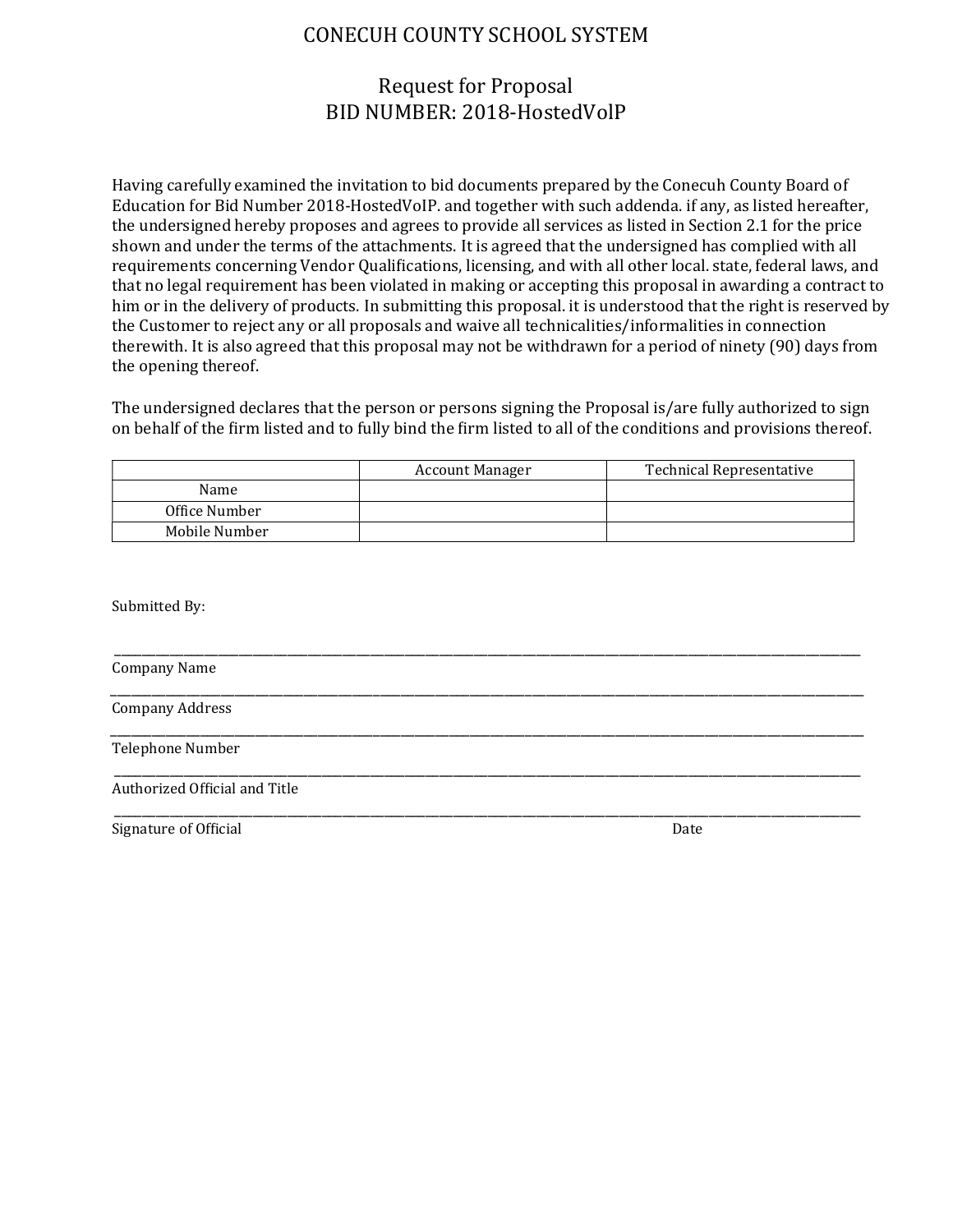# CONECUH COUNTY SCHOOL SYSTEM

## Request for Proposal
## BID NUMBER: 2018-HostedVolP

Having carefully examined the invitation to bid documents prepared by the Conecuh County Board of Education for Bid Number 2018-HostedVoIP. and together with such addenda. if any, as listed hereafter, the undersigned hereby proposes and agrees to provide all services as listed in Section 2.1 for the price shown and under the terms of the attachments. It is agreed that the undersigned has complied with all requirements concerning Vendor Qualifications, licensing, and with all other local. state, federal laws, and that no legal requirement has been violated in making or accepting this proposal in awarding a contract to him or in the delivery of products. In submitting this proposal. it is understood that the right is reserved by the Customer to reject any or all proposals and waive all technicalities/informalities in connection therewith. It is also agreed that this proposal may not be withdrawn for a period of ninety (90) days from the opening thereof.

The undersigned declares that the person or persons signing the Proposal is/are fully authorized to sign on behalf of the firm listed and to fully bind the firm listed to all of the conditions and provisions thereof.

| | Account Manager | Technical Representative |
|---|---|---|
| Name | | |
| Office Number | | |
| Mobile Number | | |

Submitted By:

______________________________________________
Company Name

______________________________________________
Company Address

______________________________________________
Telephone Number

______________________________________________
Authorized Official and Title

______________________________________________
Signature of Official Date